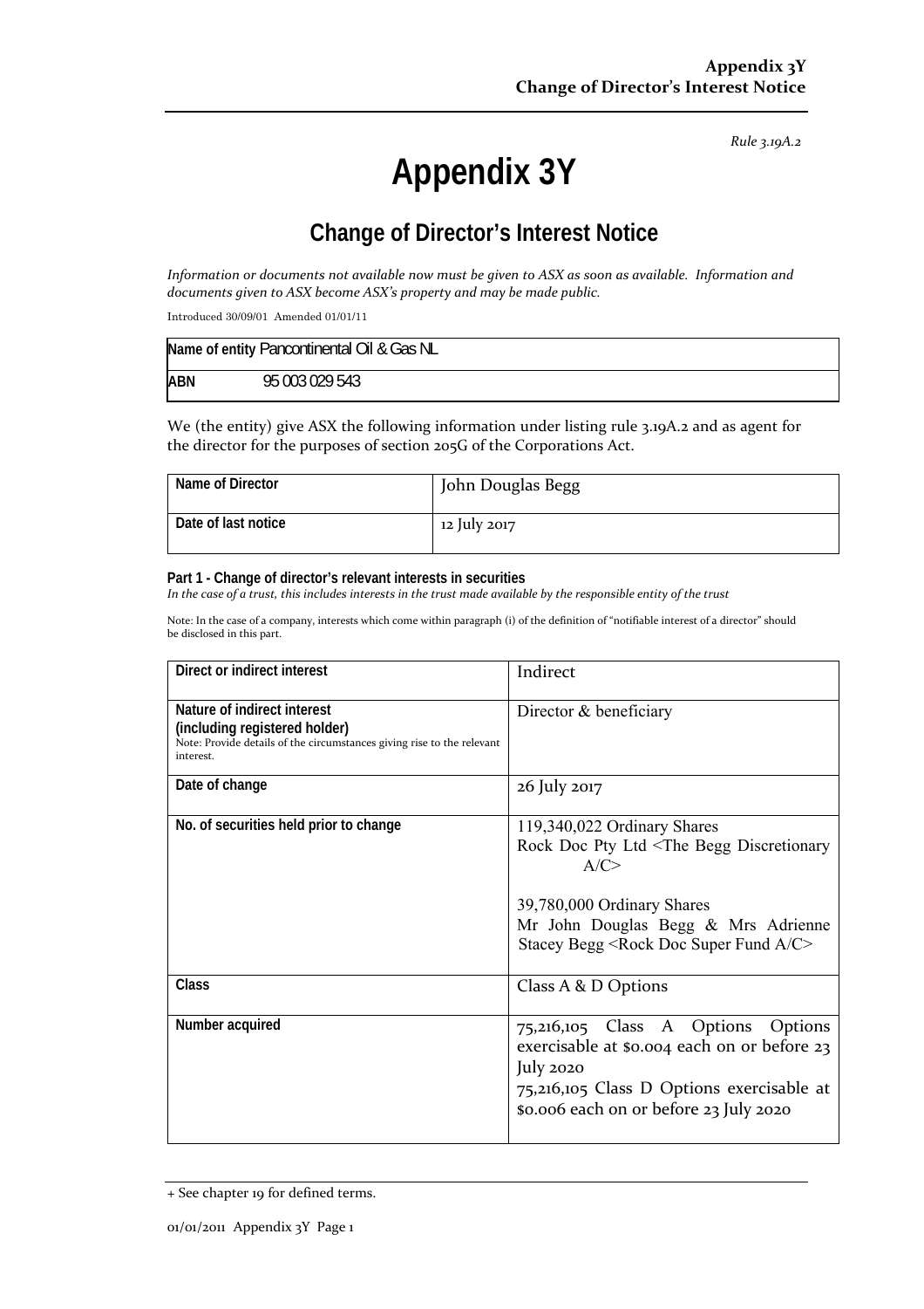*Rule 3.19A.2*

# Appendix 3Y

## Change of Director's Interest Notice

*Information or documents not available now must be given to ASX as soon as available. Information and documents given to ASX become ASX's property and may be made public.*

Introduced 30/09/01 Amended 01/01/11

| Name of entity | Pancontinental Oil & Gas NL |
|---|---|
| ABN | 95 003 029 543 |

We (the entity) give ASX the following information under listing rule 3.19A.2 and as agent for the director for the purposes of section 205G of the Corporations Act.

| Name of Director | John Douglas Begg |
|---|---|
| Date of last notice | 12 July 2017 |

**Part 1 - Change of director's relevant interests in securities**
*In the case of a trust, this includes interests in the trust made available by the responsible entity of the trust*

Note: In the case of a company, interests which come within paragraph (i) of the definition of "notifiable interest of a director" should be disclosed in this part.

| Direct or indirect interest | Indirect |
|---|---|
| **Nature of indirect interest (including registered holder)**<br>Note: Provide details of the circumstances giving rise to the relevant interest. | Director & beneficiary |
| **Date of change** | 26 July 2017 |
| **No. of securities held prior to change** | 119,340,022 Ordinary Shares<br>Rock Doc Pty Ltd <The Begg Discretionary A/C><br><br>39,780,000 Ordinary Shares<br>Mr John Douglas Begg & Mrs Adrienne Stacey Begg <Rock Doc Super Fund A/C> |
| **Class** | Class A & D Options |
| **Number acquired** | 75,216,105 Class A Options Options exercisable at $0.004 each on or before 23 July 2020<br>75,216,105 Class D Options exercisable at $0.006 each on or before 23 July 2020 |

+ See chapter 19 for defined terms.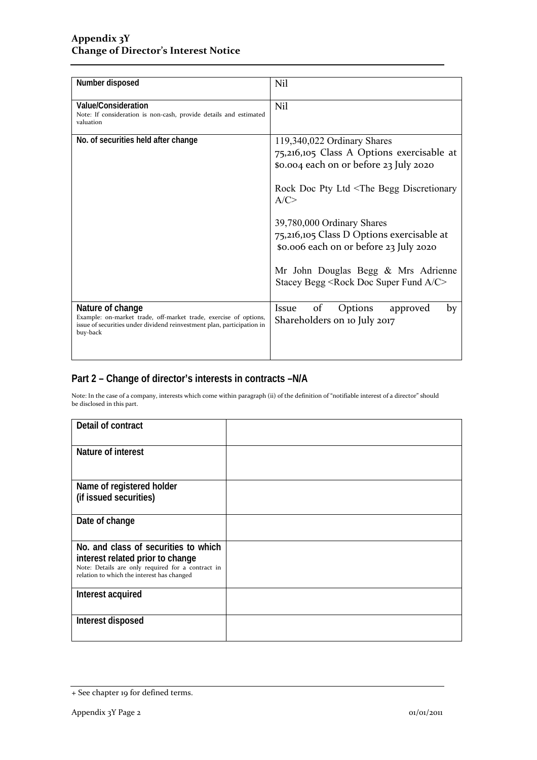| Number disposed | Nil |
|---|---|
| **Value/Consideration**<br>Note: If consideration is non-cash, provide details and estimated valuation | Nil |
| **No. of securities held after change** | 119,340,022 Ordinary Shares<br>75,216,105 Class A Options exercisable at $0.004 each on or before 23 July 2020<br><br>Rock Doc Pty Ltd <The Begg Discretionary A/C><br><br>39,780,000 Ordinary Shares<br>75,216,105 Class D Options exercisable at $0.006 each on or before 23 July 2020<br><br>Mr John Douglas Begg & Mrs Adrienne Stacey Begg <Rock Doc Super Fund A/C> |
| **Nature of change**<br>Example: on-market trade, off-market trade, exercise of options, issue of securities under dividend reinvestment plan, participation in buy-back | Issue of Options approved by Shareholders on 10 July 2017 |

## Part 2 – Change of director's interests in contracts –N/A

Note: In the case of a company, interests which come within paragraph (ii) of the definition of "notifiable interest of a director" should be disclosed in this part.

| Detail of contract | |
|---|---|
| **Nature of interest** | |
| **Name of registered holder (if issued securities)** | |
| **Date of change** | |
| **No. and class of securities to which interest related prior to change**<br>Note: Details are only required for a contract in relation to which the interest has changed | |
| **Interest acquired** | |
| **Interest disposed** | |

+ See chapter 19 for defined terms.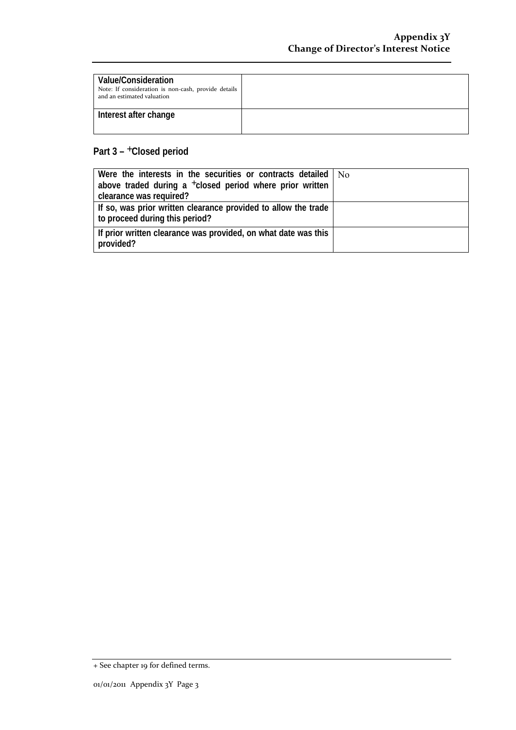| | |
|---|---|
| **Value/Consideration**<br>Note: If consideration is non-cash, provide details and an estimated valuation | |
| **Interest after change** | |

## Part 3 – +Closed period

| | |
|---|---|
| **Were the interests in the securities or contracts detailed above traded during a +closed period where prior written clearance was required?** | No |
| **If so, was prior written clearance provided to allow the trade to proceed during this period?** | |
| **If prior written clearance was provided, on what date was this provided?** | |

+ See chapter 19 for defined terms.